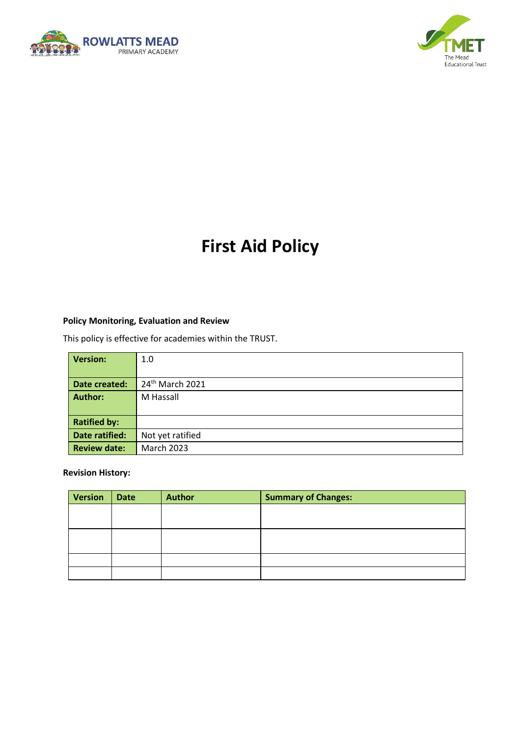ROWLATTS MEAD PRIMARY ACADEMY

TMET The Mead Educational Trust

# First Aid Policy

**Policy Monitoring, Evaluation and Review**

This policy is effective for academies within the TRUST.

| **Version:** | 1.0 |
|---|---|
| **Date created:** | 24th March 2021 |
| **Author:** | M Hassall |
| **Ratified by:** | |
| **Date ratified:** | Not yet ratified |
| **Review date:** | March 2023 |

**Revision History:**

| Version | Date | Author | Summary of Changes: |
|---|---|---|---|
| | | | |
| | | | |
| | | | |
| | | | |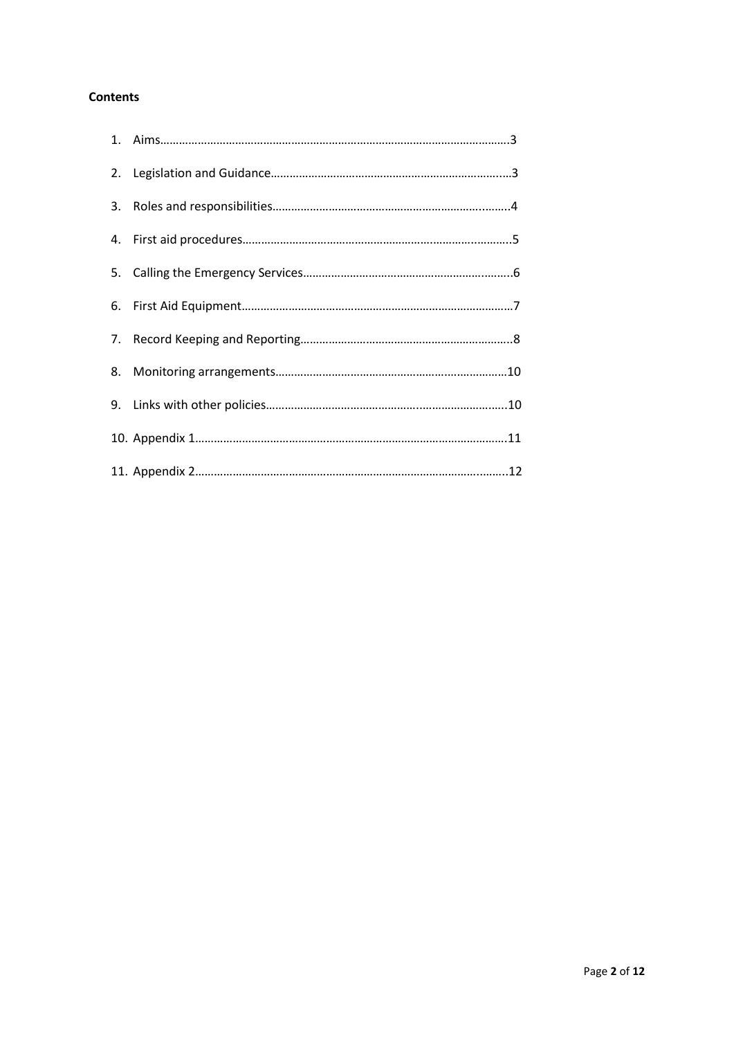**Contents**

1. Aims…………………………………………………………………………………………………3
2. Legislation and Guidance……………………………………………………………………...…3
3. Roles and responsibilities…………………………………………………………………..……..4
4. First aid procedures…………………………………………………………….………..……….5
5. Calling the Emergency Services…………………………………………………….…….…..6
6. First Aid Equipment……………………………………………………………………………7
7. Record Keeping and Reporting…………………………………………………………..8
8. Monitoring arrangements…………………………………………………………………10
9. Links with other policies………………………………………………………………......10
10. Appendix 1…………………………………………………………………………………………11
11. Appendix 2……………………………………………………………………………….……..12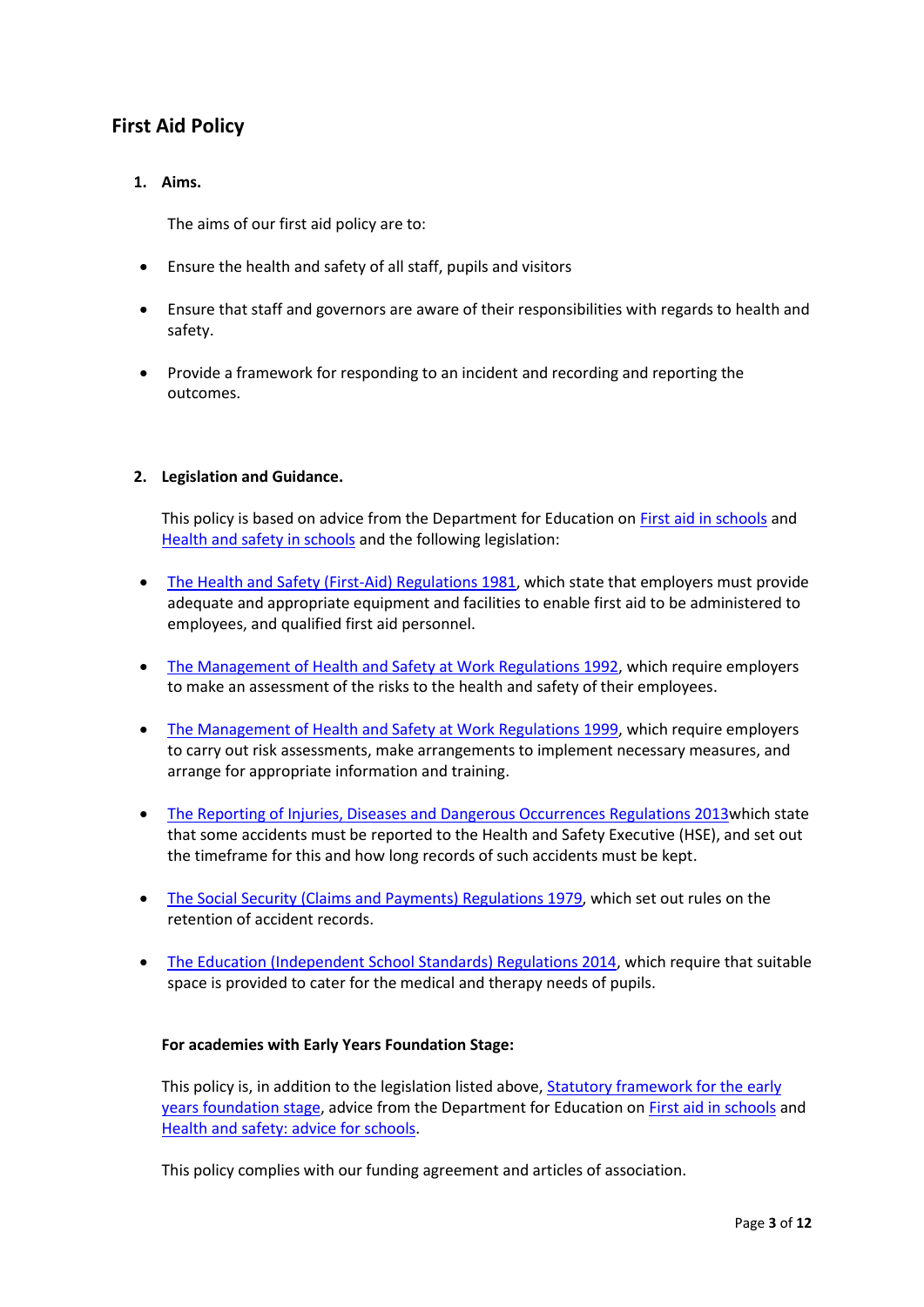# First Aid Policy

## 1. Aims.

The aims of our first aid policy are to:

- Ensure the health and safety of all staff, pupils and visitors
- Ensure that staff and governors are aware of their responsibilities with regards to health and safety.
- Provide a framework for responding to an incident and recording and reporting the outcomes.

## 2. Legislation and Guidance.

This policy is based on advice from the Department for Education on First aid in schools and Health and safety in schools and the following legislation:

- The Health and Safety (First-Aid) Regulations 1981, which state that employers must provide adequate and appropriate equipment and facilities to enable first aid to be administered to employees, and qualified first aid personnel.
- The Management of Health and Safety at Work Regulations 1992, which require employers to make an assessment of the risks to the health and safety of their employees.
- The Management of Health and Safety at Work Regulations 1999, which require employers to carry out risk assessments, make arrangements to implement necessary measures, and arrange for appropriate information and training.
- The Reporting of Injuries, Diseases and Dangerous Occurrences Regulations 2013which state that some accidents must be reported to the Health and Safety Executive (HSE), and set out the timeframe for this and how long records of such accidents must be kept.
- The Social Security (Claims and Payments) Regulations 1979, which set out rules on the retention of accident records.
- The Education (Independent School Standards) Regulations 2014, which require that suitable space is provided to cater for the medical and therapy needs of pupils.

**For academies with Early Years Foundation Stage:**

This policy is, in addition to the legislation listed above, Statutory framework for the early years foundation stage, advice from the Department for Education on First aid in schools and Health and safety: advice for schools.

This policy complies with our funding agreement and articles of association.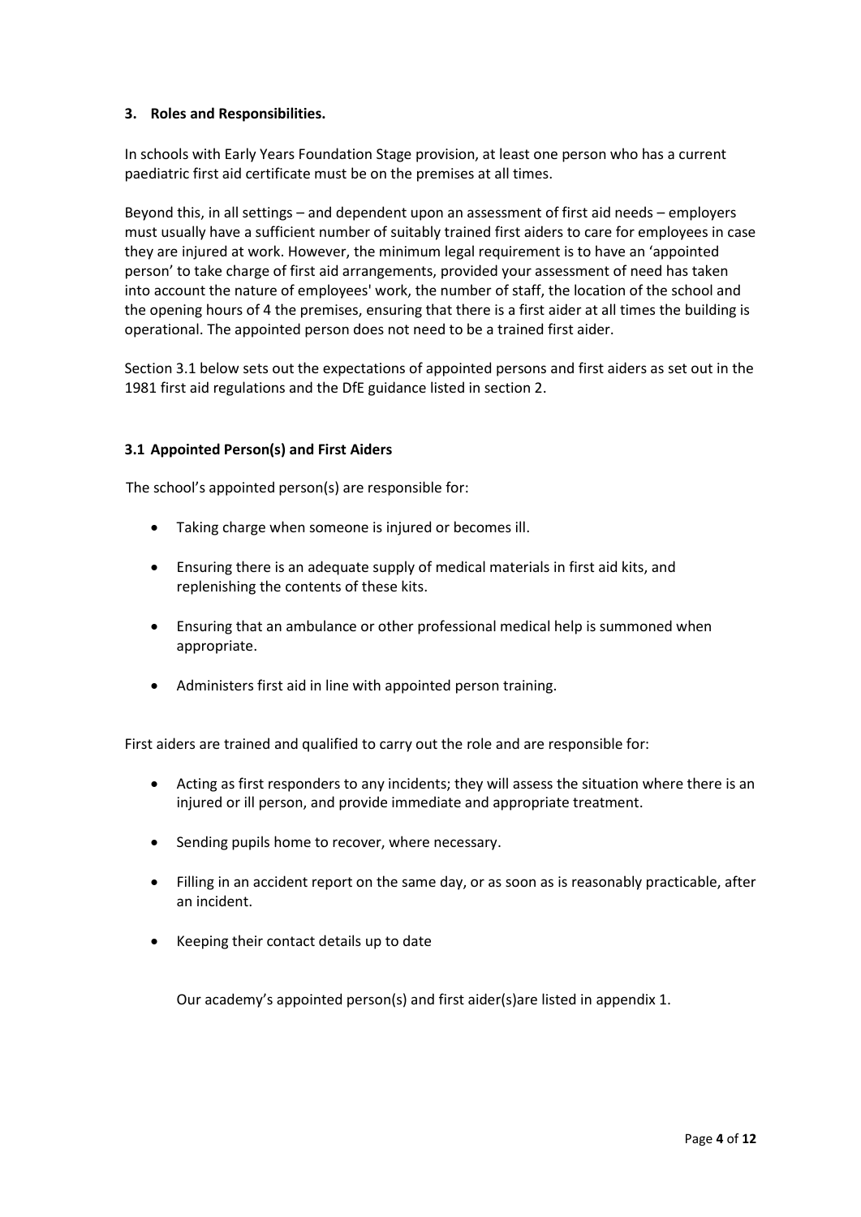### 3. Roles and Responsibilities.

In schools with Early Years Foundation Stage provision, at least one person who has a current paediatric first aid certificate must be on the premises at all times.

Beyond this, in all settings – and dependent upon an assessment of first aid needs – employers must usually have a sufficient number of suitably trained first aiders to care for employees in case they are injured at work. However, the minimum legal requirement is to have an 'appointed person' to take charge of first aid arrangements, provided your assessment of need has taken into account the nature of employees' work, the number of staff, the location of the school and the opening hours of 4 the premises, ensuring that there is a first aider at all times the building is operational. The appointed person does not need to be a trained first aider.

Section 3.1 below sets out the expectations of appointed persons and first aiders as set out in the 1981 first aid regulations and the DfE guidance listed in section 2.

#### 3.1 Appointed Person(s) and First Aiders

The school's appointed person(s) are responsible for:

- Taking charge when someone is injured or becomes ill.
- Ensuring there is an adequate supply of medical materials in first aid kits, and replenishing the contents of these kits.
- Ensuring that an ambulance or other professional medical help is summoned when appropriate.
- Administers first aid in line with appointed person training.

First aiders are trained and qualified to carry out the role and are responsible for:

- Acting as first responders to any incidents; they will assess the situation where there is an injured or ill person, and provide immediate and appropriate treatment.
- Sending pupils home to recover, where necessary.
- Filling in an accident report on the same day, or as soon as is reasonably practicable, after an incident.
- Keeping their contact details up to date

Our academy's appointed person(s) and first aider(s)are listed in appendix 1.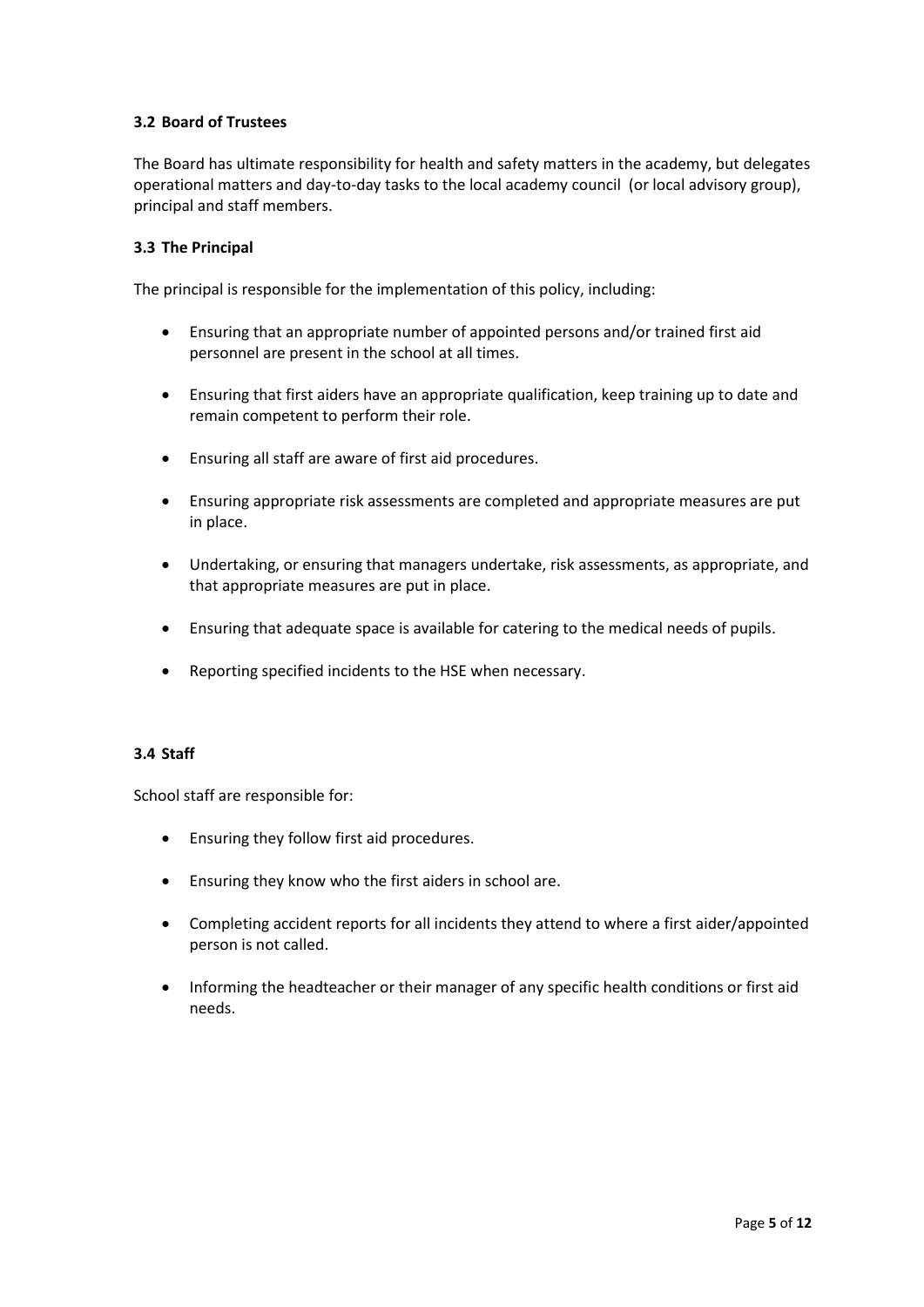### 3.2 Board of Trustees

The Board has ultimate responsibility for health and safety matters in the academy, but delegates operational matters and day-to-day tasks to the local academy council (or local advisory group), principal and staff members.

### 3.3 The Principal

The principal is responsible for the implementation of this policy, including:

- Ensuring that an appropriate number of appointed persons and/or trained first aid personnel are present in the school at all times.
- Ensuring that first aiders have an appropriate qualification, keep training up to date and remain competent to perform their role.
- Ensuring all staff are aware of first aid procedures.
- Ensuring appropriate risk assessments are completed and appropriate measures are put in place.
- Undertaking, or ensuring that managers undertake, risk assessments, as appropriate, and that appropriate measures are put in place.
- Ensuring that adequate space is available for catering to the medical needs of pupils.
- Reporting specified incidents to the HSE when necessary.

### 3.4 Staff

School staff are responsible for:

- Ensuring they follow first aid procedures.
- Ensuring they know who the first aiders in school are.
- Completing accident reports for all incidents they attend to where a first aider/appointed person is not called.
- Informing the headteacher or their manager of any specific health conditions or first aid needs.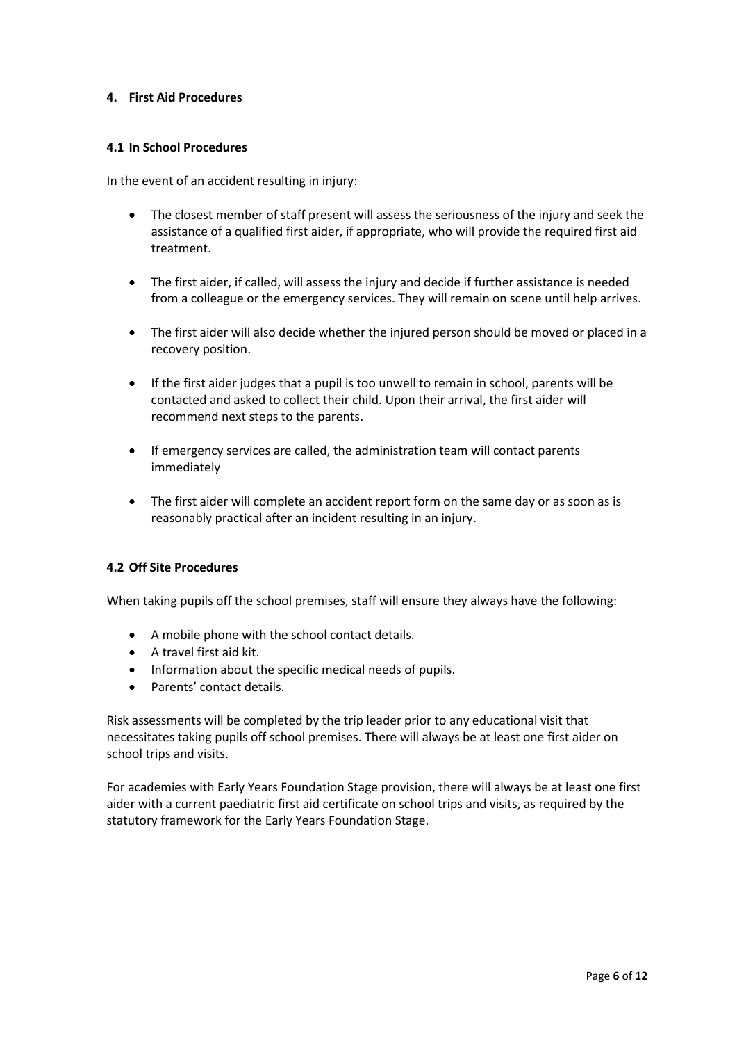## 4. First Aid Procedures

### 4.1 In School Procedures

In the event of an accident resulting in injury:

- The closest member of staff present will assess the seriousness of the injury and seek the assistance of a qualified first aider, if appropriate, who will provide the required first aid treatment.
- The first aider, if called, will assess the injury and decide if further assistance is needed from a colleague or the emergency services. They will remain on scene until help arrives.
- The first aider will also decide whether the injured person should be moved or placed in a recovery position.
- If the first aider judges that a pupil is too unwell to remain in school, parents will be contacted and asked to collect their child. Upon their arrival, the first aider will recommend next steps to the parents.
- If emergency services are called, the administration team will contact parents immediately
- The first aider will complete an accident report form on the same day or as soon as is reasonably practical after an incident resulting in an injury.

### 4.2 Off Site Procedures

When taking pupils off the school premises, staff will ensure they always have the following:

- A mobile phone with the school contact details.
- A travel first aid kit.
- Information about the specific medical needs of pupils.
- Parents' contact details.

Risk assessments will be completed by the trip leader prior to any educational visit that necessitates taking pupils off school premises. There will always be at least one first aider on school trips and visits.

For academies with Early Years Foundation Stage provision, there will always be at least one first aider with a current paediatric first aid certificate on school trips and visits, as required by the statutory framework for the Early Years Foundation Stage.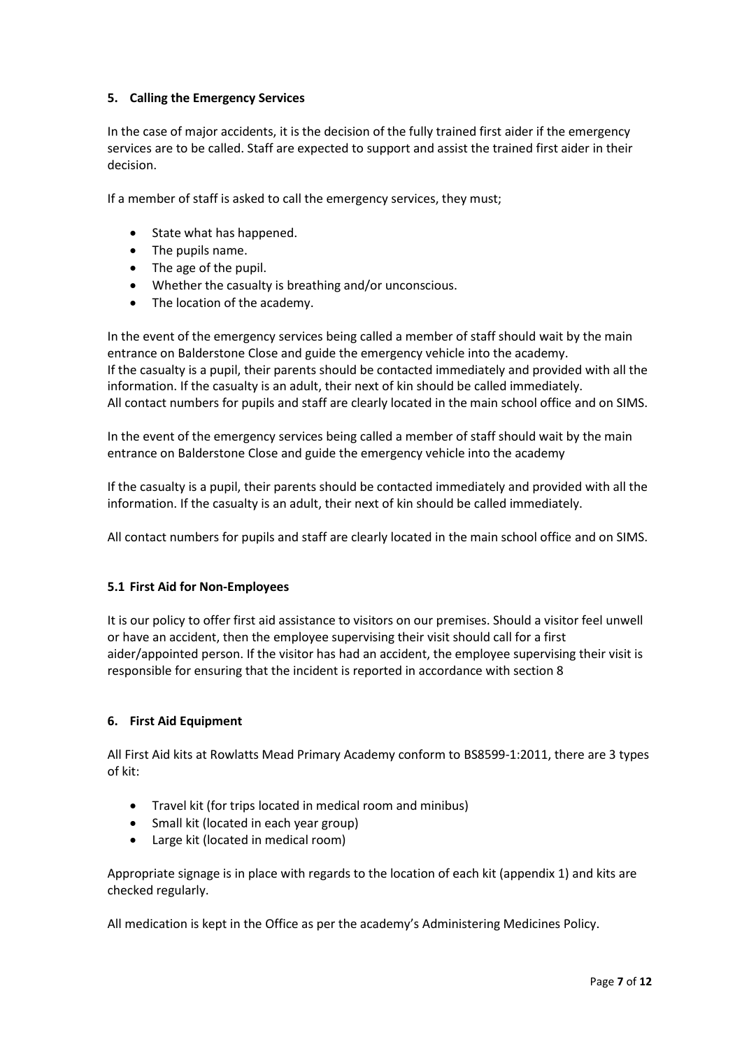### 5. Calling the Emergency Services

In the case of major accidents, it is the decision of the fully trained first aider if the emergency services are to be called. Staff are expected to support and assist the trained first aider in their decision.

If a member of staff is asked to call the emergency services, they must;

- State what has happened.
- The pupils name.
- The age of the pupil.
- Whether the casualty is breathing and/or unconscious.
- The location of the academy.

In the event of the emergency services being called a member of staff should wait by the main entrance on Balderstone Close and guide the emergency vehicle into the academy.
If the casualty is a pupil, their parents should be contacted immediately and provided with all the information. If the casualty is an adult, their next of kin should be called immediately.
All contact numbers for pupils and staff are clearly located in the main school office and on SIMS.

In the event of the emergency services being called a member of staff should wait by the main entrance on Balderstone Close and guide the emergency vehicle into the academy

If the casualty is a pupil, their parents should be contacted immediately and provided with all the information. If the casualty is an adult, their next of kin should be called immediately.

All contact numbers for pupils and staff are clearly located in the main school office and on SIMS.

#### 5.1 First Aid for Non-Employees

It is our policy to offer first aid assistance to visitors on our premises. Should a visitor feel unwell or have an accident, then the employee supervising their visit should call for a first aider/appointed person. If the visitor has had an accident, the employee supervising their visit is responsible for ensuring that the incident is reported in accordance with section 8

### 6. First Aid Equipment

All First Aid kits at Rowlatts Mead Primary Academy conform to BS8599-1:2011, there are 3 types of kit:

- Travel kit (for trips located in medical room and minibus)
- Small kit (located in each year group)
- Large kit (located in medical room)

Appropriate signage is in place with regards to the location of each kit (appendix 1) and kits are checked regularly.

All medication is kept in the Office as per the academy's Administering Medicines Policy.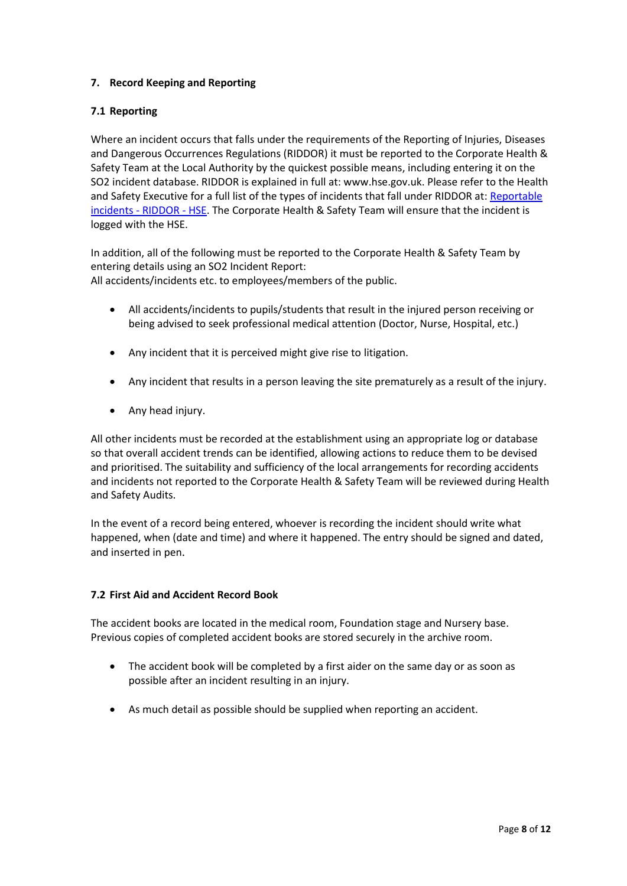## 7. Record Keeping and Reporting

### 7.1 Reporting

Where an incident occurs that falls under the requirements of the Reporting of Injuries, Diseases and Dangerous Occurrences Regulations (RIDDOR) it must be reported to the Corporate Health & Safety Team at the Local Authority by the quickest possible means, including entering it on the SO2 incident database. RIDDOR is explained in full at: www.hse.gov.uk. Please refer to the Health and Safety Executive for a full list of the types of incidents that fall under RIDDOR at: [Reportable incidents - RIDDOR - HSE](). The Corporate Health & Safety Team will ensure that the incident is logged with the HSE.

In addition, all of the following must be reported to the Corporate Health & Safety Team by entering details using an SO2 Incident Report:
All accidents/incidents etc. to employees/members of the public.

- All accidents/incidents to pupils/students that result in the injured person receiving or being advised to seek professional medical attention (Doctor, Nurse, Hospital, etc.)
- Any incident that it is perceived might give rise to litigation.
- Any incident that results in a person leaving the site prematurely as a result of the injury.
- Any head injury.

All other incidents must be recorded at the establishment using an appropriate log or database so that overall accident trends can be identified, allowing actions to reduce them to be devised and prioritised. The suitability and sufficiency of the local arrangements for recording accidents and incidents not reported to the Corporate Health & Safety Team will be reviewed during Health and Safety Audits.

In the event of a record being entered, whoever is recording the incident should write what happened, when (date and time) and where it happened. The entry should be signed and dated, and inserted in pen.

### 7.2 First Aid and Accident Record Book

The accident books are located in the medical room, Foundation stage and Nursery base. Previous copies of completed accident books are stored securely in the archive room.

- The accident book will be completed by a first aider on the same day or as soon as possible after an incident resulting in an injury.
- As much detail as possible should be supplied when reporting an accident.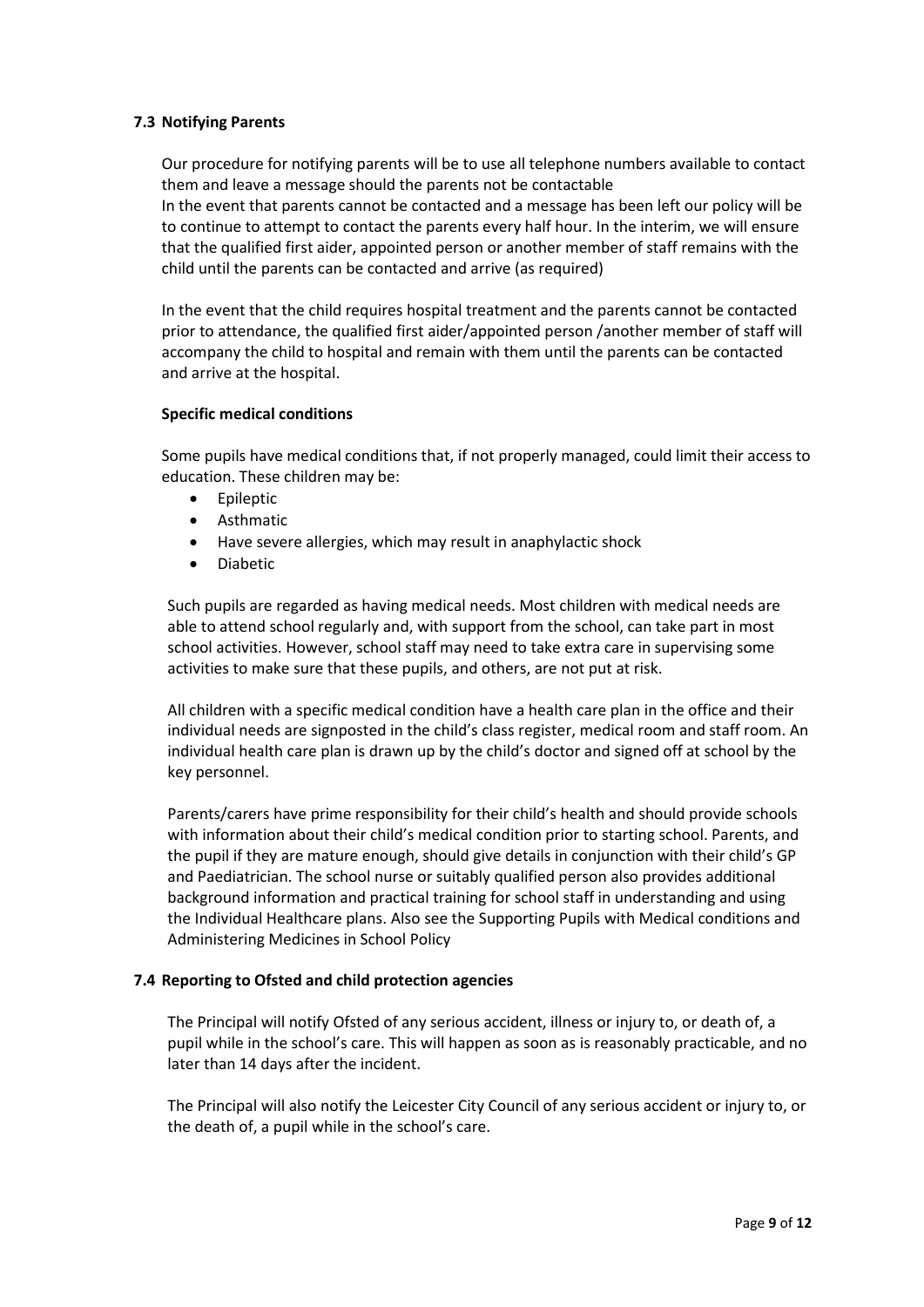### 7.3 Notifying Parents

Our procedure for notifying parents will be to use all telephone numbers available to contact them and leave a message should the parents not be contactable
In the event that parents cannot be contacted and a message has been left our policy will be to continue to attempt to contact the parents every half hour. In the interim, we will ensure that the qualified first aider, appointed person or another member of staff remains with the child until the parents can be contacted and arrive (as required)

In the event that the child requires hospital treatment and the parents cannot be contacted prior to attendance, the qualified first aider/appointed person /another member of staff will accompany the child to hospital and remain with them until the parents can be contacted and arrive at the hospital.

**Specific medical conditions**

Some pupils have medical conditions that, if not properly managed, could limit their access to education. These children may be:

- Epileptic
- Asthmatic
- Have severe allergies, which may result in anaphylactic shock
- Diabetic

Such pupils are regarded as having medical needs. Most children with medical needs are able to attend school regularly and, with support from the school, can take part in most school activities. However, school staff may need to take extra care in supervising some activities to make sure that these pupils, and others, are not put at risk.

All children with a specific medical condition have a health care plan in the office and their individual needs are signposted in the child's class register, medical room and staff room. An individual health care plan is drawn up by the child's doctor and signed off at school by the key personnel.

Parents/carers have prime responsibility for their child's health and should provide schools with information about their child's medical condition prior to starting school. Parents, and the pupil if they are mature enough, should give details in conjunction with their child's GP and Paediatrician. The school nurse or suitably qualified person also provides additional background information and practical training for school staff in understanding and using the Individual Healthcare plans. Also see the Supporting Pupils with Medical conditions and Administering Medicines in School Policy

### 7.4 Reporting to Ofsted and child protection agencies

The Principal will notify Ofsted of any serious accident, illness or injury to, or death of, a pupil while in the school's care. This will happen as soon as is reasonably practicable, and no later than 14 days after the incident.

The Principal will also notify the Leicester City Council of any serious accident or injury to, or the death of, a pupil while in the school's care.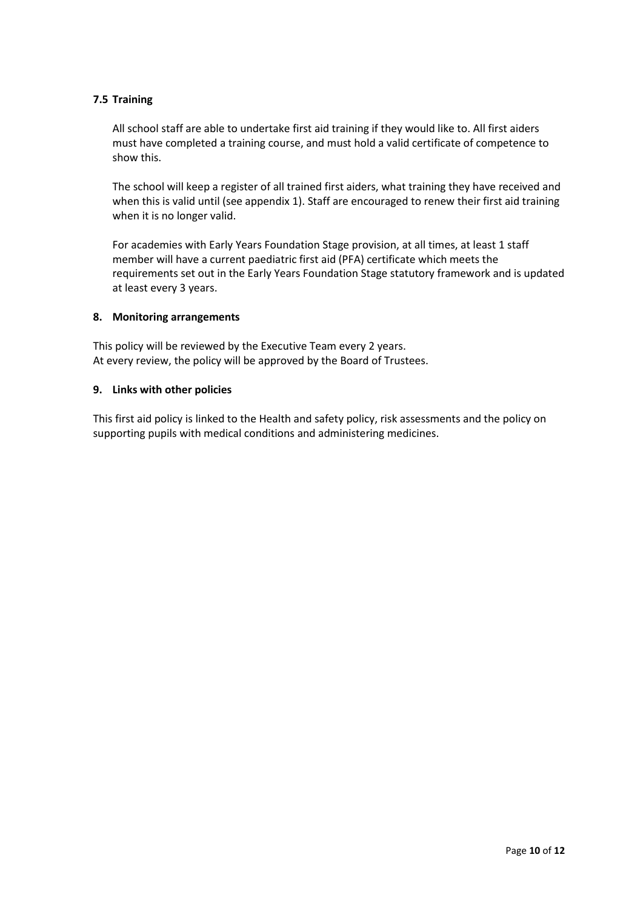### 7.5 Training

All school staff are able to undertake first aid training if they would like to. All first aiders must have completed a training course, and must hold a valid certificate of competence to show this.

The school will keep a register of all trained first aiders, what training they have received and when this is valid until (see appendix 1). Staff are encouraged to renew their first aid training when it is no longer valid.

For academies with Early Years Foundation Stage provision, at all times, at least 1 staff member will have a current paediatric first aid (PFA) certificate which meets the requirements set out in the Early Years Foundation Stage statutory framework and is updated at least every 3 years.

## 8. Monitoring arrangements

This policy will be reviewed by the Executive Team every 2 years.
At every review, the policy will be approved by the Board of Trustees.

## 9. Links with other policies

This first aid policy is linked to the Health and safety policy, risk assessments and the policy on supporting pupils with medical conditions and administering medicines.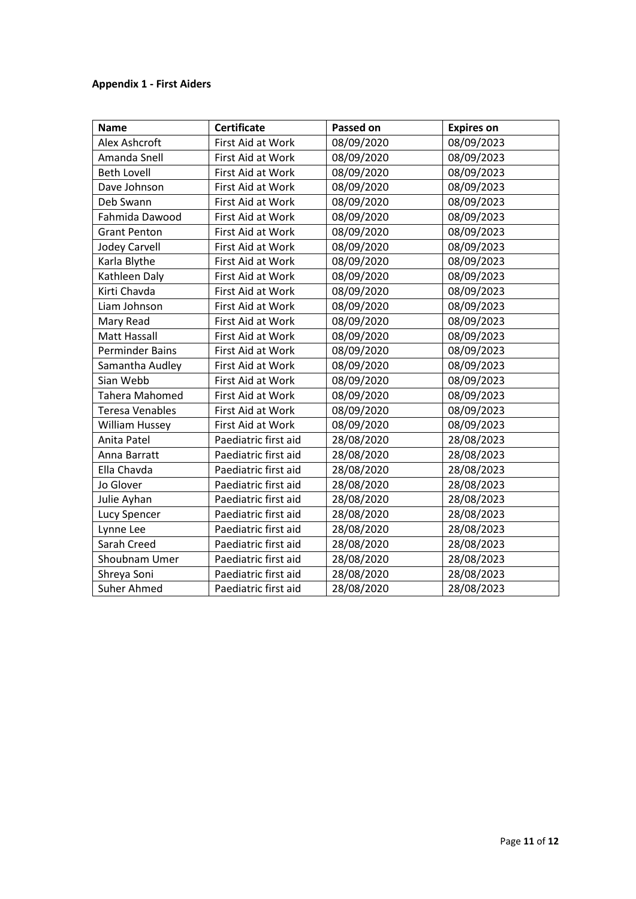**Appendix 1 - First Aiders**

| Name | Certificate | Passed on | Expires on |
|---|---|---|---|
| Alex Ashcroft | First Aid at Work | 08/09/2020 | 08/09/2023 |
| Amanda Snell | First Aid at Work | 08/09/2020 | 08/09/2023 |
| Beth Lovell | First Aid at Work | 08/09/2020 | 08/09/2023 |
| Dave Johnson | First Aid at Work | 08/09/2020 | 08/09/2023 |
| Deb Swann | First Aid at Work | 08/09/2020 | 08/09/2023 |
| Fahmida Dawood | First Aid at Work | 08/09/2020 | 08/09/2023 |
| Grant Penton | First Aid at Work | 08/09/2020 | 08/09/2023 |
| Jodey Carvell | First Aid at Work | 08/09/2020 | 08/09/2023 |
| Karla Blythe | First Aid at Work | 08/09/2020 | 08/09/2023 |
| Kathleen Daly | First Aid at Work | 08/09/2020 | 08/09/2023 |
| Kirti Chavda | First Aid at Work | 08/09/2020 | 08/09/2023 |
| Liam Johnson | First Aid at Work | 08/09/2020 | 08/09/2023 |
| Mary Read | First Aid at Work | 08/09/2020 | 08/09/2023 |
| Matt Hassall | First Aid at Work | 08/09/2020 | 08/09/2023 |
| Perminder Bains | First Aid at Work | 08/09/2020 | 08/09/2023 |
| Samantha Audley | First Aid at Work | 08/09/2020 | 08/09/2023 |
| Sian Webb | First Aid at Work | 08/09/2020 | 08/09/2023 |
| Tahera Mahomed | First Aid at Work | 08/09/2020 | 08/09/2023 |
| Teresa Venables | First Aid at Work | 08/09/2020 | 08/09/2023 |
| William Hussey | First Aid at Work | 08/09/2020 | 08/09/2023 |
| Anita Patel | Paediatric first aid | 28/08/2020 | 28/08/2023 |
| Anna Barratt | Paediatric first aid | 28/08/2020 | 28/08/2023 |
| Ella Chavda | Paediatric first aid | 28/08/2020 | 28/08/2023 |
| Jo Glover | Paediatric first aid | 28/08/2020 | 28/08/2023 |
| Julie Ayhan | Paediatric first aid | 28/08/2020 | 28/08/2023 |
| Lucy Spencer | Paediatric first aid | 28/08/2020 | 28/08/2023 |
| Lynne Lee | Paediatric first aid | 28/08/2020 | 28/08/2023 |
| Sarah Creed | Paediatric first aid | 28/08/2020 | 28/08/2023 |
| Shoubnam Umer | Paediatric first aid | 28/08/2020 | 28/08/2023 |
| Shreya Soni | Paediatric first aid | 28/08/2020 | 28/08/2023 |
| Suher Ahmed | Paediatric first aid | 28/08/2020 | 28/08/2023 |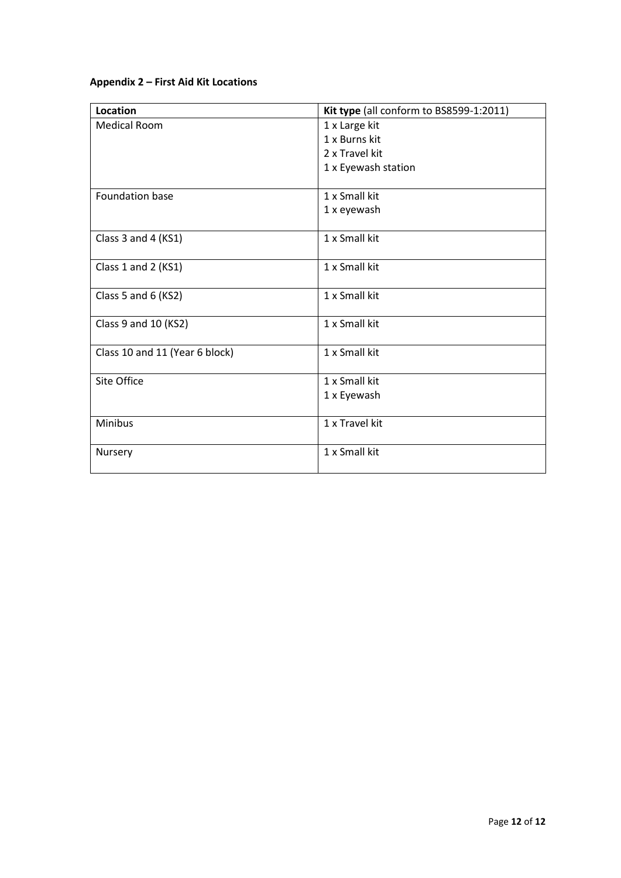**Appendix 2 – First Aid Kit Locations**

| **Location** | **Kit type** (all conform to BS8599-1:2011) |
|---|---|
| Medical Room | 1 x Large kit<br>1 x Burns kit<br>2 x Travel kit<br>1 x Eyewash station |
| Foundation base | 1 x Small kit<br>1 x eyewash |
| Class 3 and 4 (KS1) | 1 x Small kit |
| Class 1 and 2 (KS1) | 1 x Small kit |
| Class 5 and 6 (KS2) | 1 x Small kit |
| Class 9 and 10 (KS2) | 1 x Small kit |
| Class 10 and 11 (Year 6 block) | 1 x Small kit |
| Site Office | 1 x Small kit<br>1 x Eyewash |
| Minibus | 1 x Travel kit |
| Nursery | 1 x Small kit |